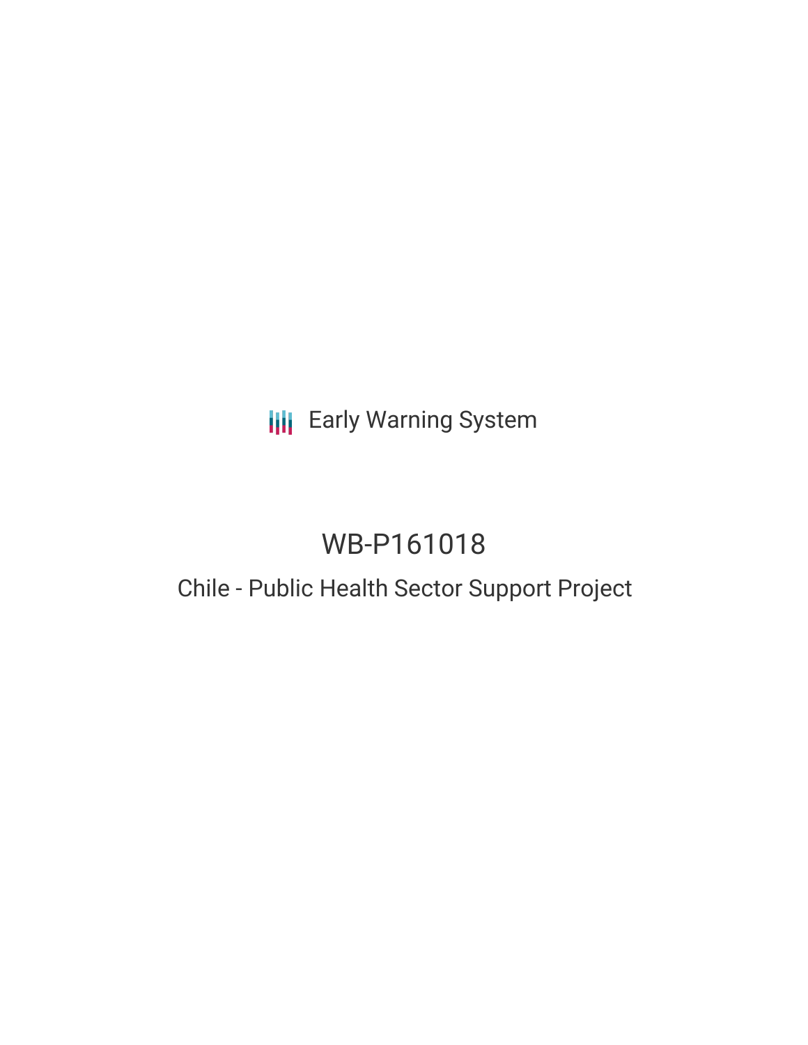Early Warning System

# WB-P161018

## Chile - Public Health Sector Support Project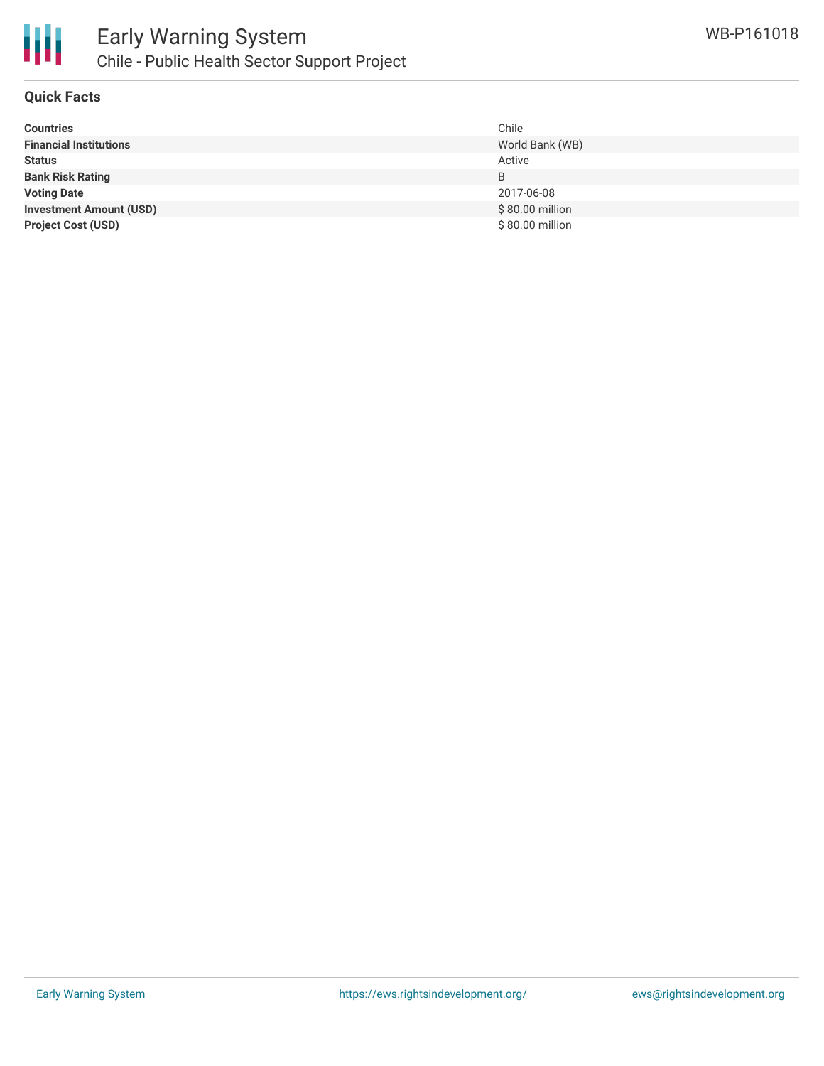## Quick Facts

| | |
|---|---|
| **Countries** | Chile |
| **Financial Institutions** | World Bank (WB) |
| **Status** | Active |
| **Bank Risk Rating** | B |
| **Voting Date** | 2017-06-08 |
| **Investment Amount (USD)** | $ 80.00 million |
| **Project Cost (USD)** | $ 80.00 million |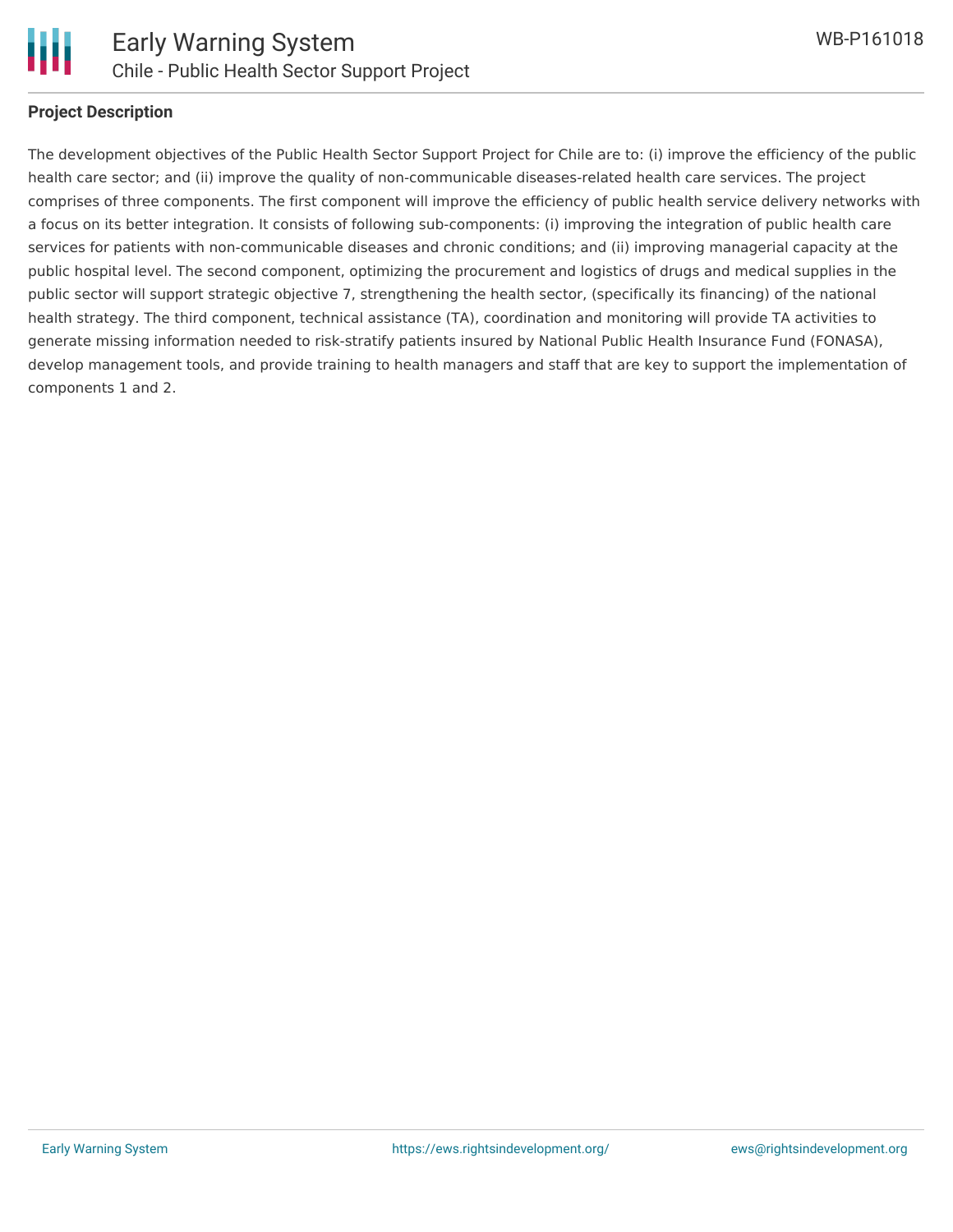## Project Description

The development objectives of the Public Health Sector Support Project for Chile are to: (i) improve the efficiency of the public health care sector; and (ii) improve the quality of non-communicable diseases-related health care services. The project comprises of three components. The first component will improve the efficiency of public health service delivery networks with a focus on its better integration. It consists of following sub-components: (i) improving the integration of public health care services for patients with non-communicable diseases and chronic conditions; and (ii) improving managerial capacity at the public hospital level. The second component, optimizing the procurement and logistics of drugs and medical supplies in the public sector will support strategic objective 7, strengthening the health sector, (specifically its financing) of the national health strategy. The third component, technical assistance (TA), coordination and monitoring will provide TA activities to generate missing information needed to risk-stratify patients insured by National Public Health Insurance Fund (FONASA), develop management tools, and provide training to health managers and staff that are key to support the implementation of components 1 and 2.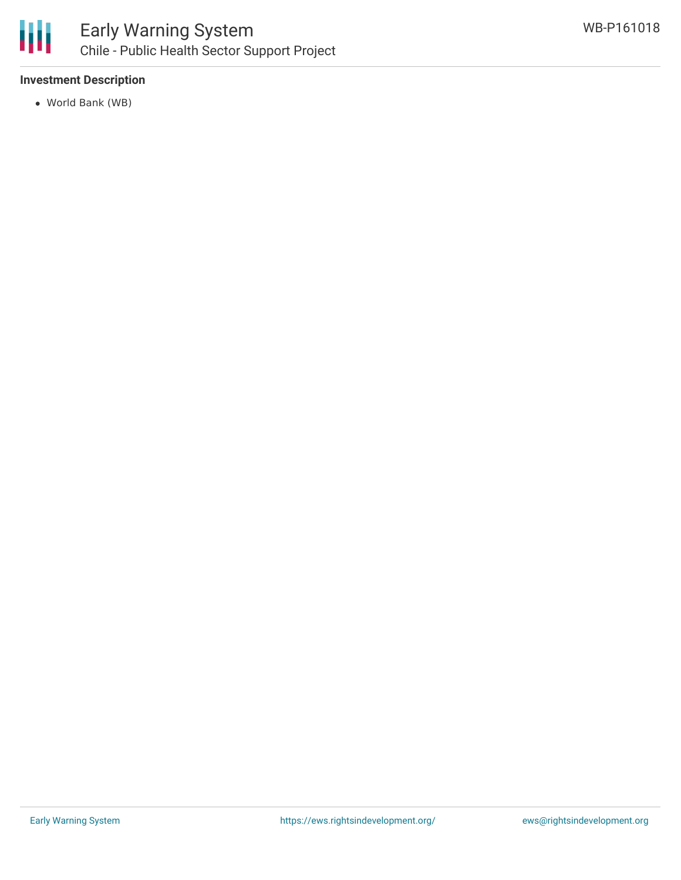**Investment Description**

- World Bank (WB)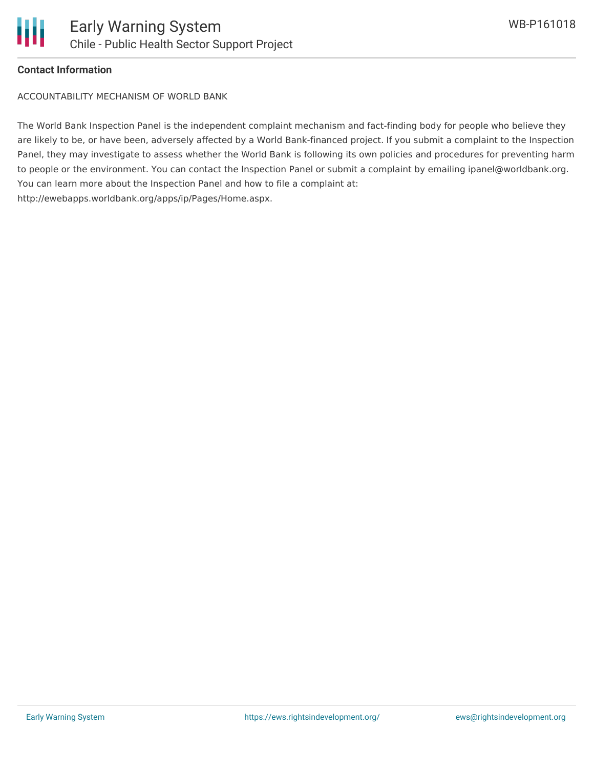**Contact Information**

ACCOUNTABILITY MECHANISM OF WORLD BANK

The World Bank Inspection Panel is the independent complaint mechanism and fact-finding body for people who believe they are likely to be, or have been, adversely affected by a World Bank-financed project. If you submit a complaint to the Inspection Panel, they may investigate to assess whether the World Bank is following its own policies and procedures for preventing harm to people or the environment. You can contact the Inspection Panel or submit a complaint by emailing ipanel@worldbank.org. You can learn more about the Inspection Panel and how to file a complaint at: http://ewebapps.worldbank.org/apps/ip/Pages/Home.aspx.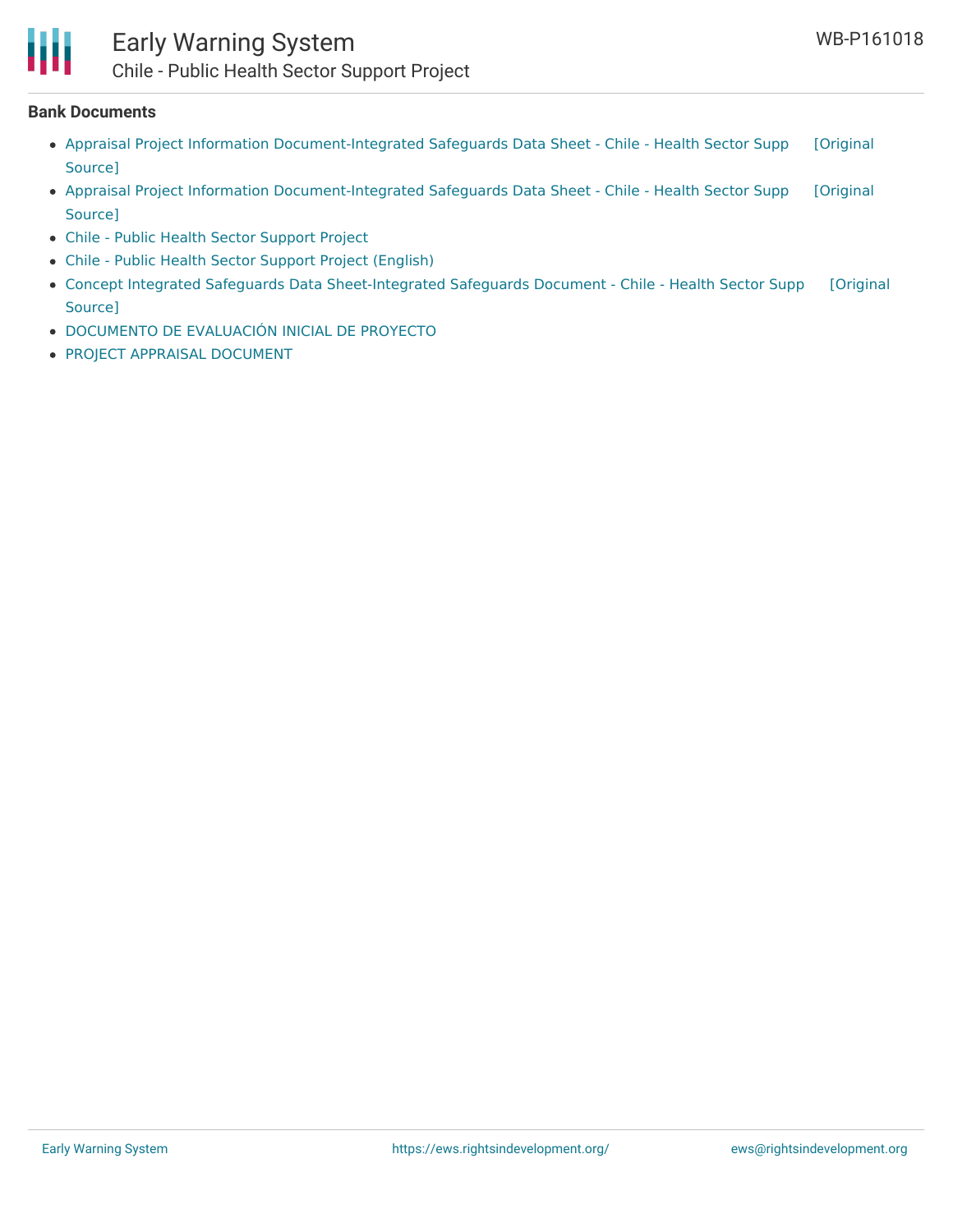**Bank Documents**

- Appraisal Project Information Document-Integrated Safeguards Data Sheet - Chile - Health Sector Supp [Original Source]
- Appraisal Project Information Document-Integrated Safeguards Data Sheet - Chile - Health Sector Supp [Original Source]
- Chile - Public Health Sector Support Project
- Chile - Public Health Sector Support Project (English)
- Concept Integrated Safeguards Data Sheet-Integrated Safeguards Document - Chile - Health Sector Supp [Original Source]
- DOCUMENTO DE EVALUACIÓN INICIAL DE PROYECTO
- PROJECT APPRAISAL DOCUMENT